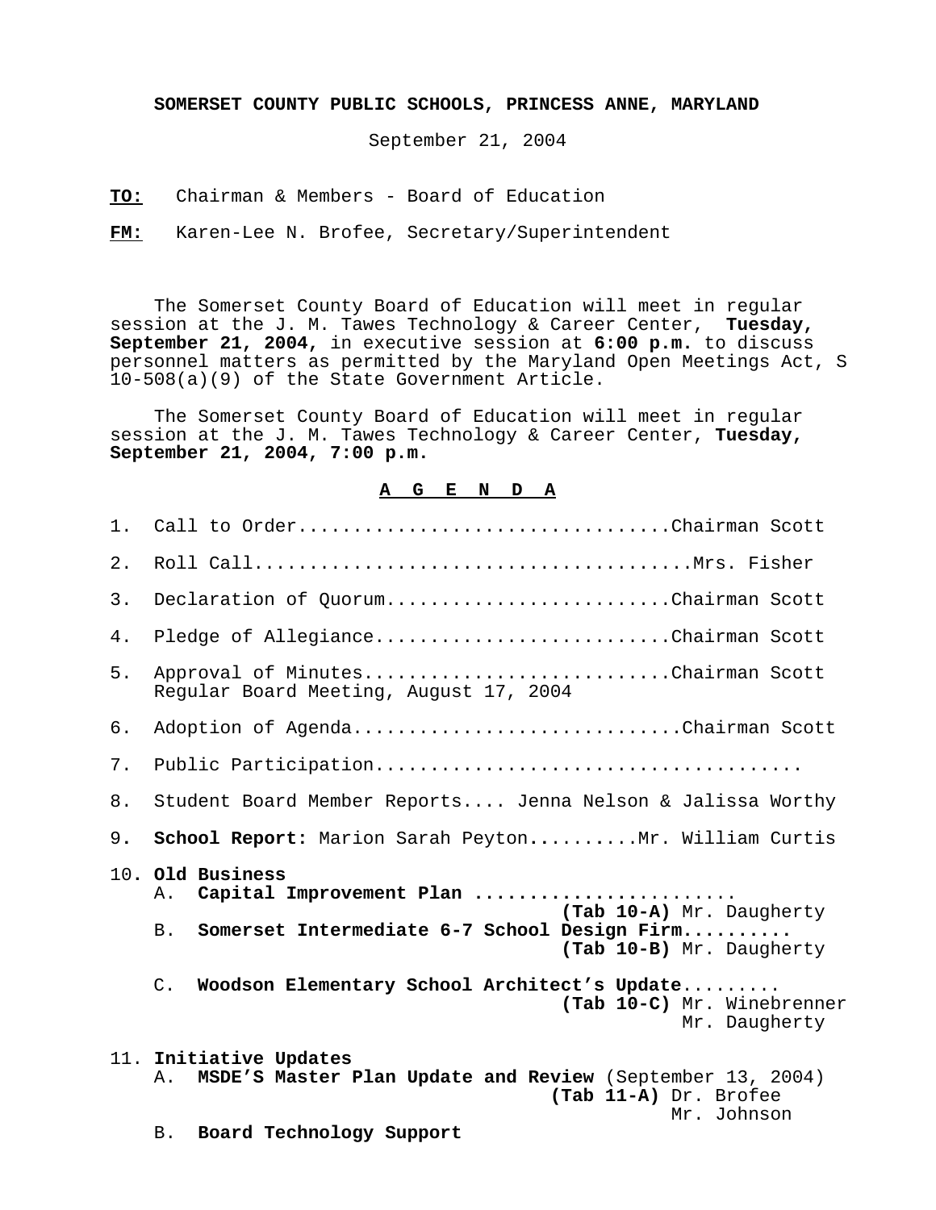**SOMERSET COUNTY PUBLIC SCHOOLS, PRINCESS ANNE, MARYLAND**

September 21, 2004

**TO:** Chairman & Members - Board of Education

**FM:** Karen-Lee N. Brofee, Secretary/Superintendent

The Somerset County Board of Education will meet in regular session at the J. M. Tawes Technology & Career Center, **Tuesday, September 21, 2004,** in executive session at **6:00 p.m.** to discuss personnel matters as permitted by the Maryland Open Meetings Act, S 10-508(a)(9) of the State Government Article.

The Somerset County Board of Education will meet in regular session at the J. M. Tawes Technology & Career Center, **Tuesday, September 21, 2004, 7:00 p.m.**

**A G E N D A**

1. Call to Order..................................Chairman Scott
2. Roll Call........................................Mrs. Fisher
3. Declaration of Quorum..........................Chairman Scott
4. Pledge of Allegiance...........................Chairman Scott
5. Approval of Minutes............................Chairman Scott
   Regular Board Meeting, August 17, 2004
6. Adoption of Agenda.............................Chairman Scott
7. Public Participation.......................................
8. Student Board Member Reports.... Jenna Nelson & Jalissa Worthy
9. **School Report:** Marion Sarah Peyton..........Mr. William Curtis
10. **Old Business**
    A. **Capital Improvement Plan** .......................
       **(Tab 10-A)** Mr. Daugherty
    B. **Somerset Intermediate 6-7 School Design Firm..........**
       **(Tab 10-B)** Mr. Daugherty
    C. **Woodson Elementary School Architect's Update**.........
       **(Tab 10-C)** Mr. Winebrenner
       Mr. Daugherty
11. **Initiative Updates**
    A. **MSDE'S Master Plan Update and Review** (September 13, 2004)
       **(Tab 11-A)** Dr. Brofee
       Mr. Johnson
    B. **Board Technology Support**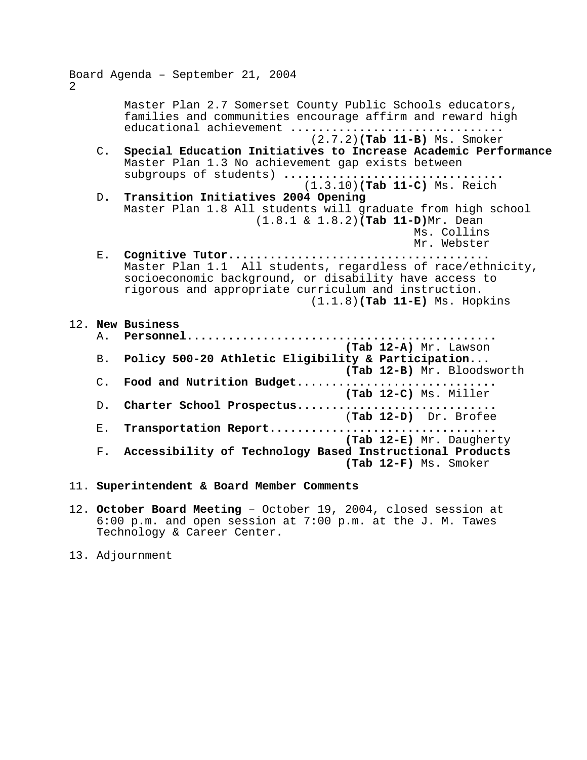Master Plan 2.7 Somerset County Public Schools educators, families and communities encourage affirm and reward high educational achievement .............................. (2.7.2)**(Tab 11-B)** Ms. Smoker

C. **Special Education Initiatives to Increase Academic Performance**
Master Plan 1.3 No achievement gap exists between subgroups of students) .............................. (1.3.10)**(Tab 11-C)** Ms. Reich

D. **Transition Initiatives 2004 Opening**
Master Plan 1.8 All students will graduate from high school (1.8.1 & 1.8.2)**(Tab 11-D)** Mr. Dean
Ms. Collins
Mr. Webster

E. **Cognitive Tutor.....................................**
Master Plan 1.1 All students, regardless of race/ethnicity, socioeconomic background, or disability have access to rigorous and appropriate curriculum and instruction. (1.1.8)**(Tab 11-E)** Ms. Hopkins

12. **New Business**
    A. **Personnel............................................** **(Tab 12-A)** Mr. Lawson
    B. **Policy 500-20 Athletic Eligibility & Participation...** **(Tab 12-B)** Mr. Bloodsworth
    C. **Food and Nutrition Budget**........................... **(Tab 12-C)** Ms. Miller
    D. **Charter School Prospectus**........................... (**Tab 12-D)** Dr. Brofee
    E. **Transportation Report**............................... **(Tab 12-E)** Mr. Daugherty
    F. **Accessibility of Technology Based Instructional Products** **(Tab 12-F)** Ms. Smoker

11. **Superintendent & Board Member Comments**

12. **October Board Meeting** – October 19, 2004, closed session at 6:00 p.m. and open session at 7:00 p.m. at the J. M. Tawes Technology & Career Center.

13. Adjournment